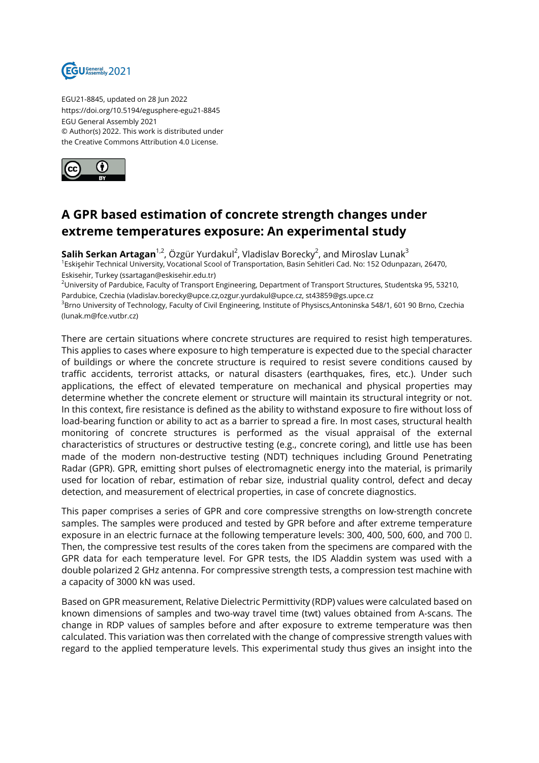EGU21-8845, updated on 28 Jun 2022
https://doi.org/10.5194/egusphere-egu21-8845
EGU General Assembly 2021
© Author(s) 2022. This work is distributed under
the Creative Commons Attribution 4.0 License.

# A GPR based estimation of concrete strength changes under extreme temperatures exposure: An experimental study

**Salih Serkan Artagan**[1,2], Özgür Yurdakul[2], Vladislav Borecky[2], and Miroslav Lunak[3]

[1]Eskişehir Technical University, Vocational Scool of Transportation, Basin Sehitleri Cad. No: 152 Odunpazarı, 26470, Eskisehir, Turkey (ssartagan@eskisehir.edu.tr)
[2]University of Pardubice, Faculty of Transport Engineering, Department of Transport Structures, Studentska 95, 53210, Pardubice, Czechia (vladislav.borecky@upce.cz,ozgur.yurdakul@upce.cz, st43859@gs.upce.cz
[3]Brno University of Technology, Faculty of Civil Engineering, Institute of Physiscs,Antoninska 548/1, 601 90 Brno, Czechia (lunak.m@fce.vutbr.cz)

There are certain situations where concrete structures are required to resist high temperatures. This applies to cases where exposure to high temperature is expected due to the special character of buildings or where the concrete structure is required to resist severe conditions caused by traffic accidents, terrorist attacks, or natural disasters (earthquakes, fires, etc.). Under such applications, the effect of elevated temperature on mechanical and physical properties may determine whether the concrete element or structure will maintain its structural integrity or not. In this context, fire resistance is defined as the ability to withstand exposure to fire without loss of load-bearing function or ability to act as a barrier to spread a fire. In most cases, structural health monitoring of concrete structures is performed as the visual appraisal of the external characteristics of structures or destructive testing (e.g., concrete coring), and little use has been made of the modern non-destructive testing (NDT) techniques including Ground Penetrating Radar (GPR). GPR, emitting short pulses of electromagnetic energy into the material, is primarily used for location of rebar, estimation of rebar size, industrial quality control, defect and decay detection, and measurement of electrical properties, in case of concrete diagnostics.

This paper comprises a series of GPR and core compressive strengths on low-strength concrete samples. The samples were produced and tested by GPR before and after extreme temperature exposure in an electric furnace at the following temperature levels: 300, 400, 500, 600, and 700 ℃. Then, the compressive test results of the cores taken from the specimens are compared with the GPR data for each temperature level. For GPR tests, the IDS Aladdin system was used with a double polarized 2 GHz antenna. For compressive strength tests, a compression test machine with a capacity of 3000 kN was used.

Based on GPR measurement, Relative Dielectric Permittivity (RDP) values were calculated based on known dimensions of samples and two-way travel time (twt) values obtained from A-scans. The change in RDP values of samples before and after exposure to extreme temperature was then calculated. This variation was then correlated with the change of compressive strength values with regard to the applied temperature levels. This experimental study thus gives an insight into the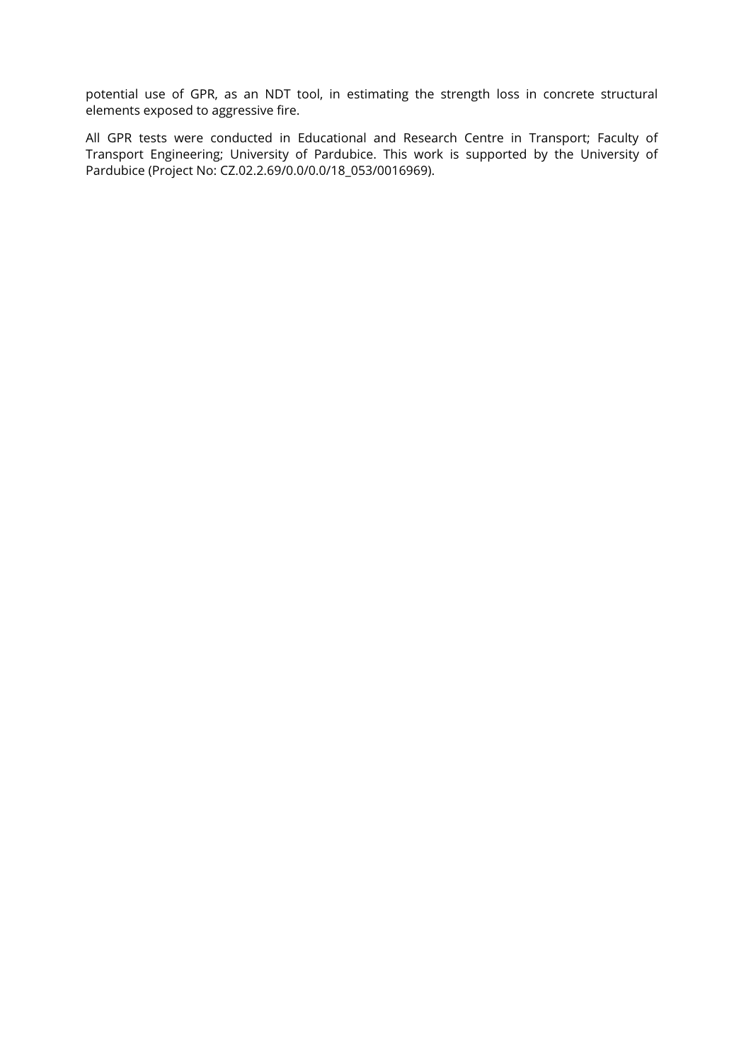potential use of GPR, as an NDT tool, in estimating the strength loss in concrete structural elements exposed to aggressive fire.

All GPR tests were conducted in Educational and Research Centre in Transport; Faculty of Transport Engineering; University of Pardubice. This work is supported by the University of Pardubice (Project No: CZ.02.2.69/0.0/0.0/18_053/0016969).